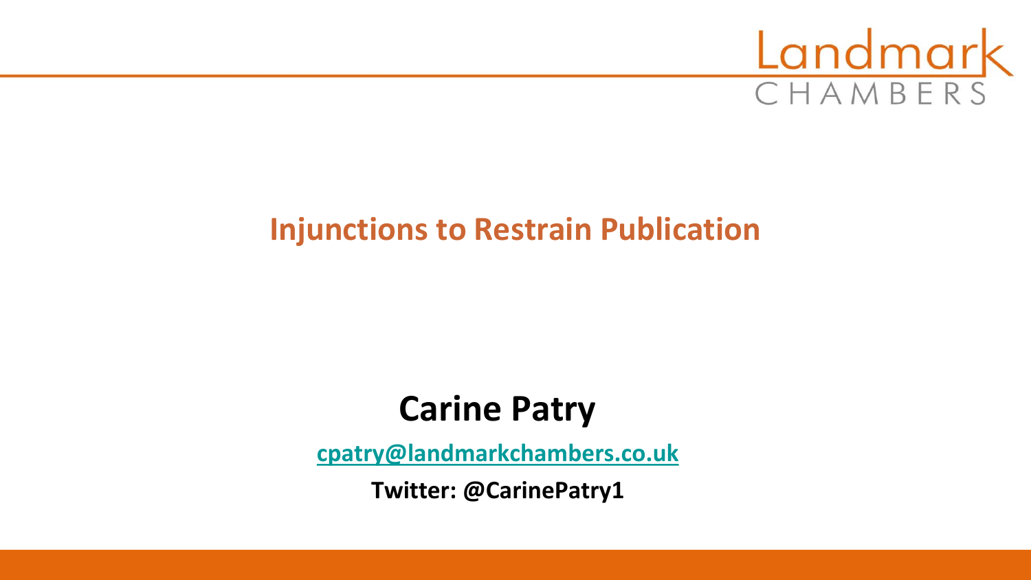Landmark CHAMBERS

# Injunctions to Restrain Publication

**Carine Patry**

cpatry@landmarkchambers.co.uk

**Twitter: @CarinePatry1**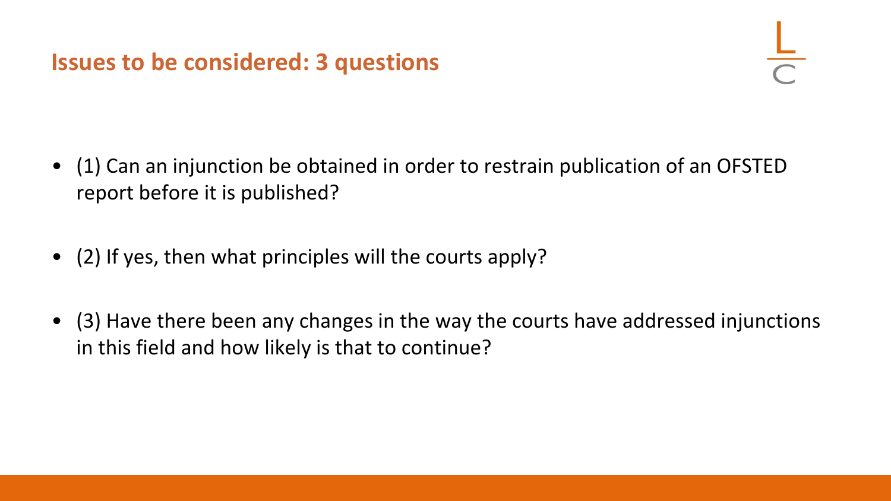## Issues to be considered: 3 questions

- (1) Can an injunction be obtained in order to restrain publication of an OFSTED report before it is published?
- (2) If yes, then what principles will the courts apply?
- (3) Have there been any changes in the way the courts have addressed injunctions in this field and how likely is that to continue?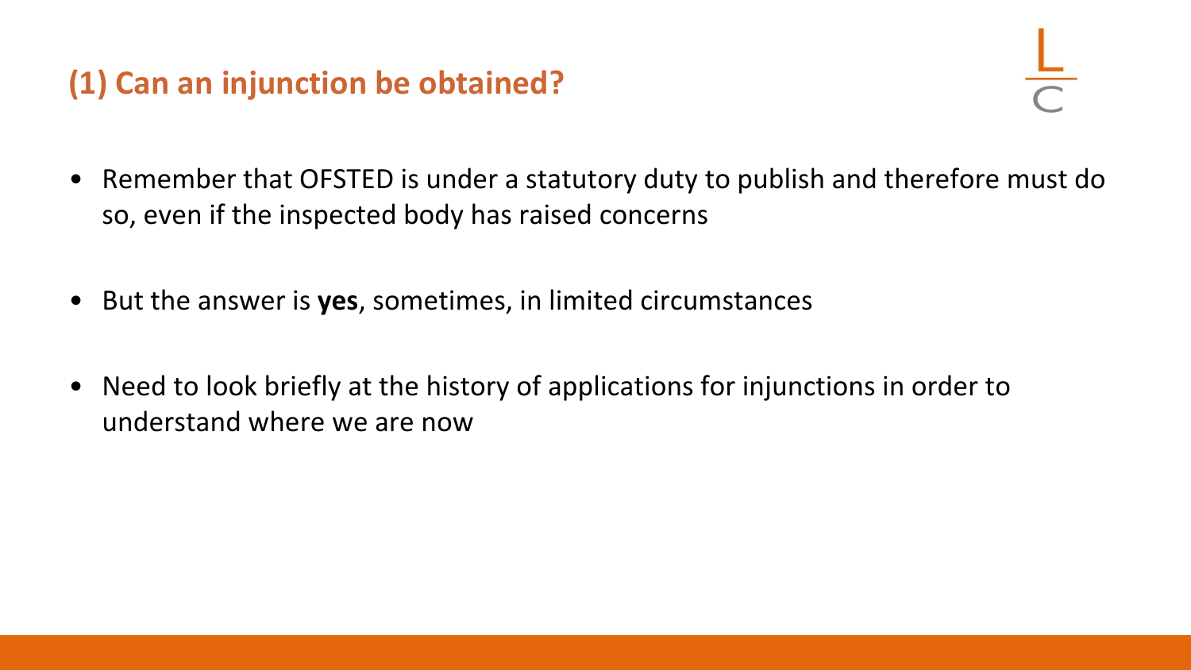## (1) Can an injunction be obtained?

- Remember that OFSTED is under a statutory duty to publish and therefore must do so, even if the inspected body has raised concerns
- But the answer is **yes**, sometimes, in limited circumstances
- Need to look briefly at the history of applications for injunctions in order to understand where we are now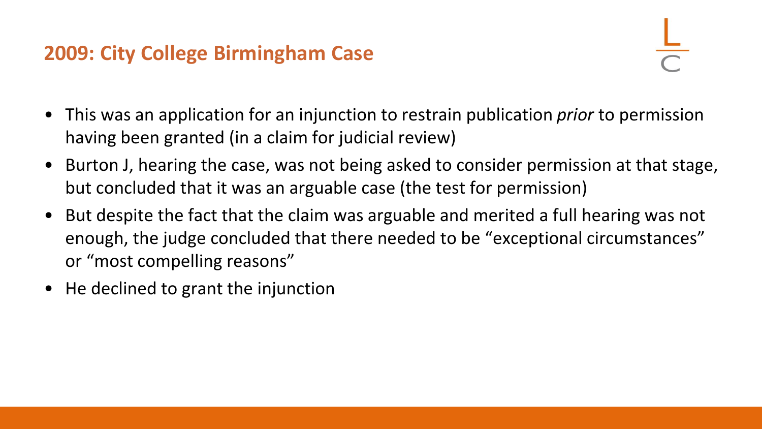## 2009: City College Birmingham Case

- This was an application for an injunction to restrain publication *prior* to permission having been granted (in a claim for judicial review)
- Burton J, hearing the case, was not being asked to consider permission at that stage, but concluded that it was an arguable case (the test for permission)
- But despite the fact that the claim was arguable and merited a full hearing was not enough, the judge concluded that there needed to be "exceptional circumstances" or "most compelling reasons"
- He declined to grant the injunction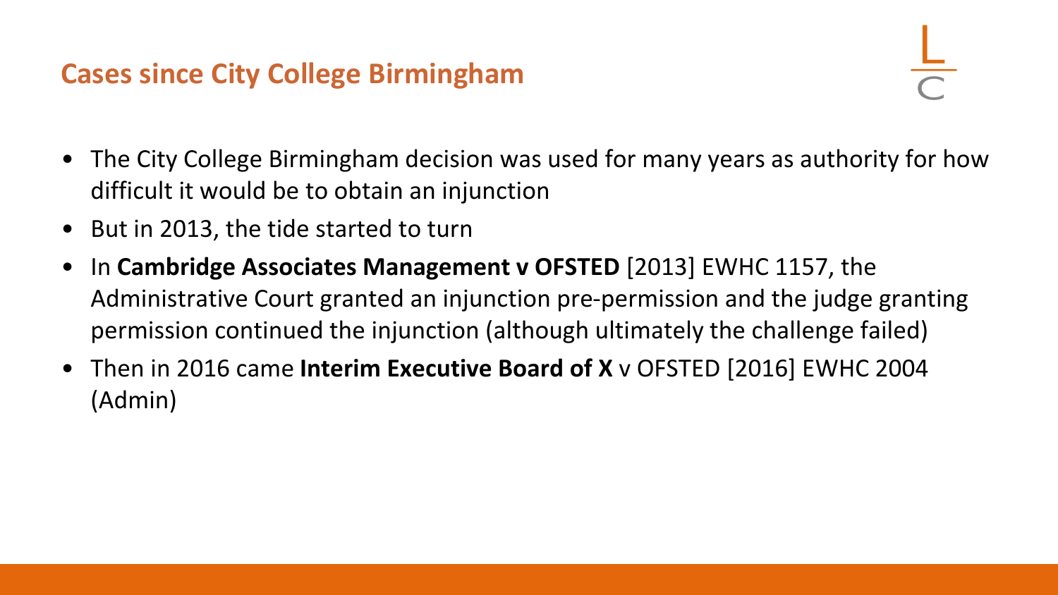## Cases since City College Birmingham

- The City College Birmingham decision was used for many years as authority for how difficult it would be to obtain an injunction
- But in 2013, the tide started to turn
- In **Cambridge Associates Management v OFSTED** [2013] EWHC 1157, the Administrative Court granted an injunction pre-permission and the judge granting permission continued the injunction (although ultimately the challenge failed)
- Then in 2016 came **Interim Executive Board of X** v OFSTED [2016] EWHC 2004 (Admin)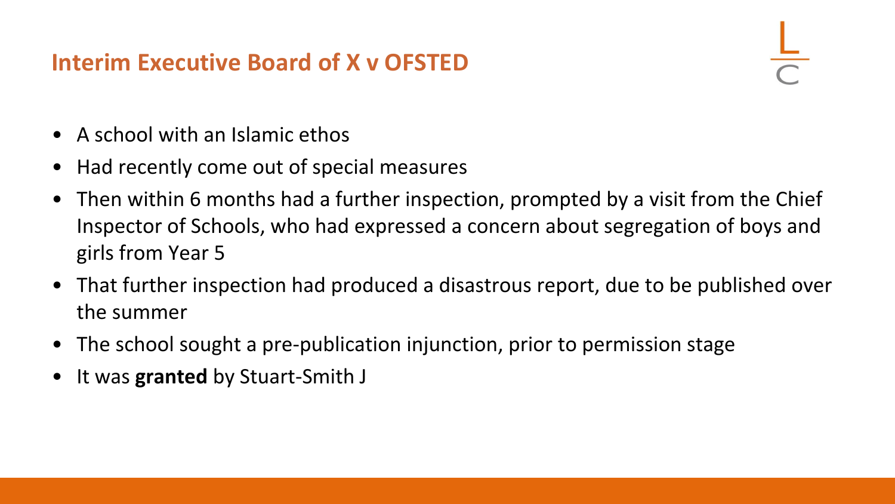## Interim Executive Board of X v OFSTED

- A school with an Islamic ethos
- Had recently come out of special measures
- Then within 6 months had a further inspection, prompted by a visit from the Chief Inspector of Schools, who had expressed a concern about segregation of boys and girls from Year 5
- That further inspection had produced a disastrous report, due to be published over the summer
- The school sought a pre-publication injunction, prior to permission stage
- It was **granted** by Stuart-Smith J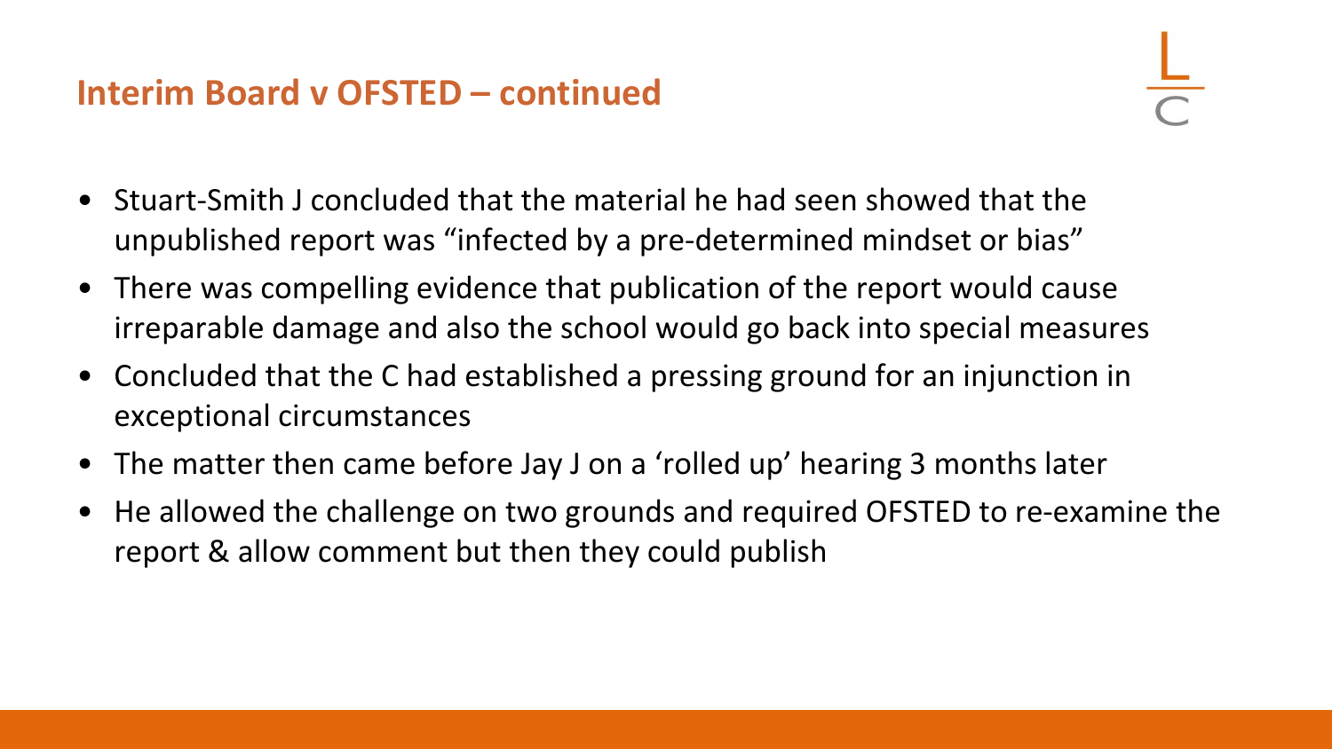## Interim Board v OFSTED – continued

- Stuart-Smith J concluded that the material he had seen showed that the unpublished report was "infected by a pre-determined mindset or bias"
- There was compelling evidence that publication of the report would cause irreparable damage and also the school would go back into special measures
- Concluded that the C had established a pressing ground for an injunction in exceptional circumstances
- The matter then came before Jay J on a 'rolled up' hearing 3 months later
- He allowed the challenge on two grounds and required OFSTED to re-examine the report & allow comment but then they could publish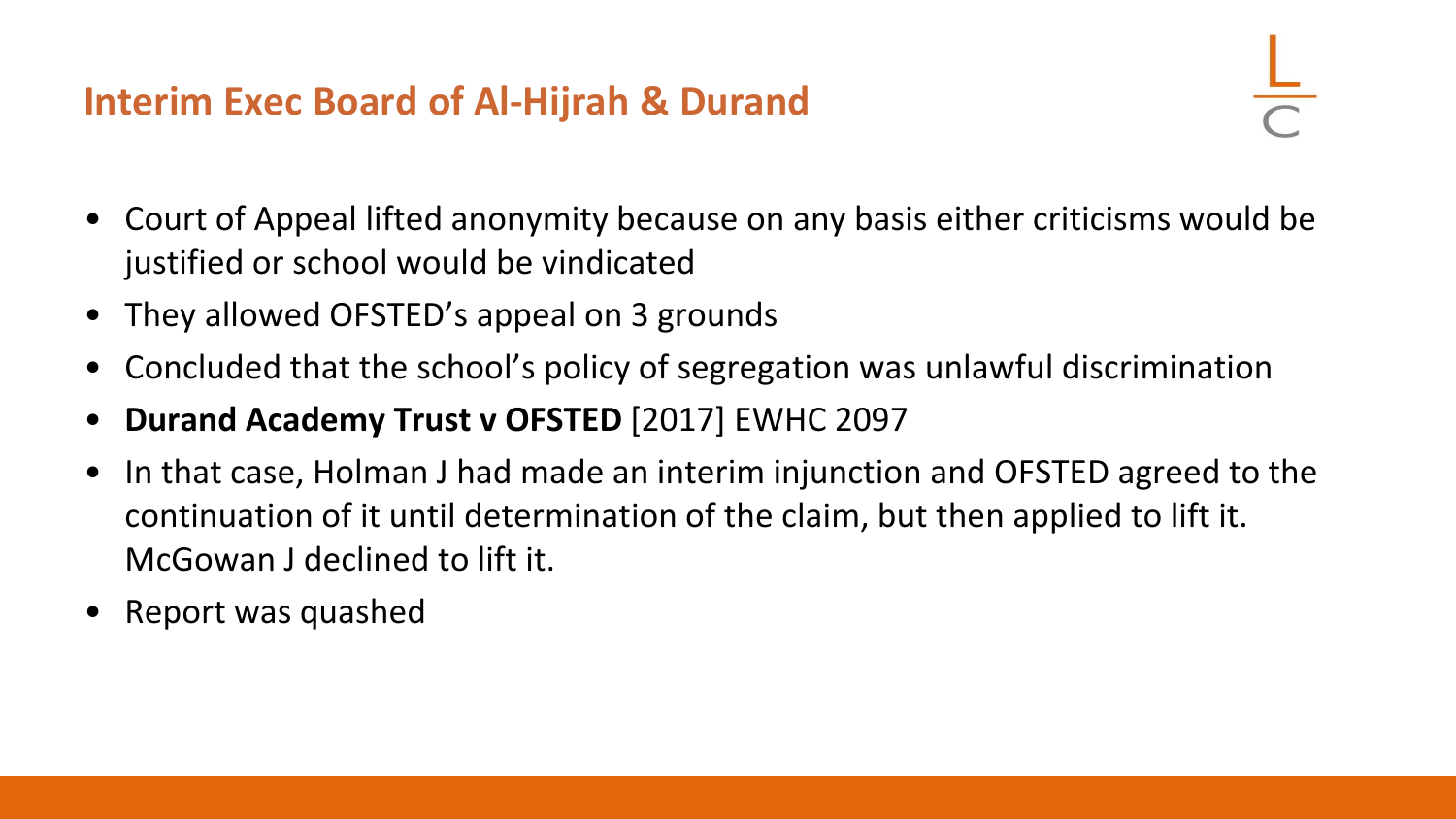## Interim Exec Board of Al-Hijrah & Durand

- Court of Appeal lifted anonymity because on any basis either criticisms would be justified or school would be vindicated
- They allowed OFSTED's appeal on 3 grounds
- Concluded that the school's policy of segregation was unlawful discrimination
- **Durand Academy Trust v OFSTED** [2017] EWHC 2097
- In that case, Holman J had made an interim injunction and OFSTED agreed to the continuation of it until determination of the claim, but then applied to lift it. McGowan J declined to lift it.
- Report was quashed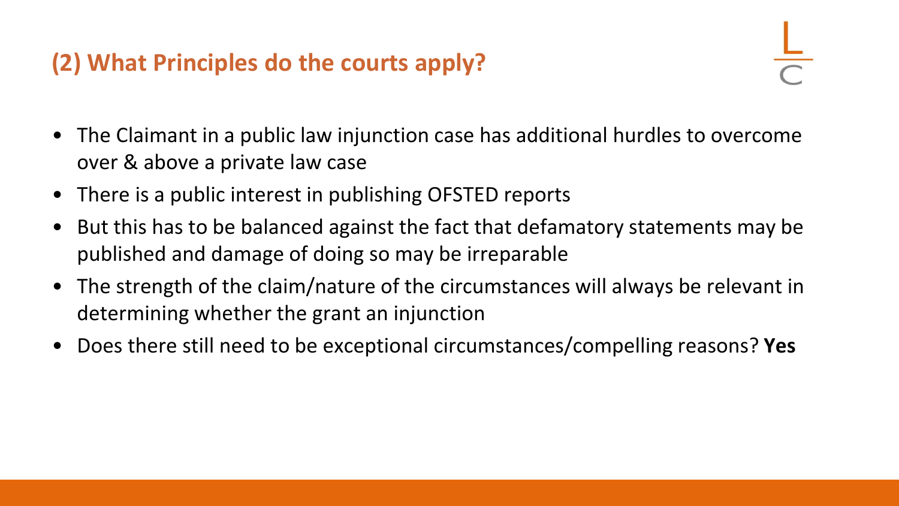## (2) What Principles do the courts apply?

- The Claimant in a public law injunction case has additional hurdles to overcome over & above a private law case
- There is a public interest in publishing OFSTED reports
- But this has to be balanced against the fact that defamatory statements may be published and damage of doing so may be irreparable
- The strength of the claim/nature of the circumstances will always be relevant in determining whether the grant an injunction
- Does there still need to be exceptional circumstances/compelling reasons? **Yes**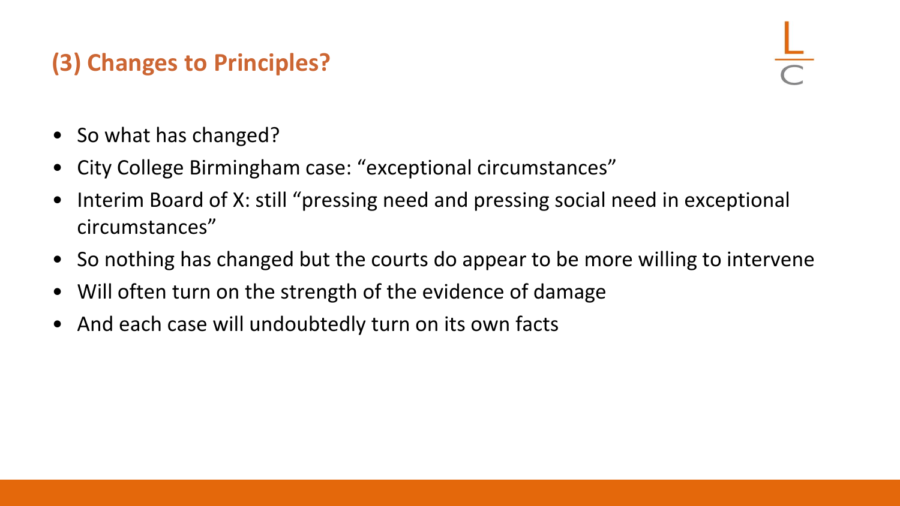## (3) Changes to Principles?

- So what has changed?
- City College Birmingham case: "exceptional circumstances"
- Interim Board of X: still "pressing need and pressing social need in exceptional circumstances"
- So nothing has changed but the courts do appear to be more willing to intervene
- Will often turn on the strength of the evidence of damage
- And each case will undoubtedly turn on its own facts